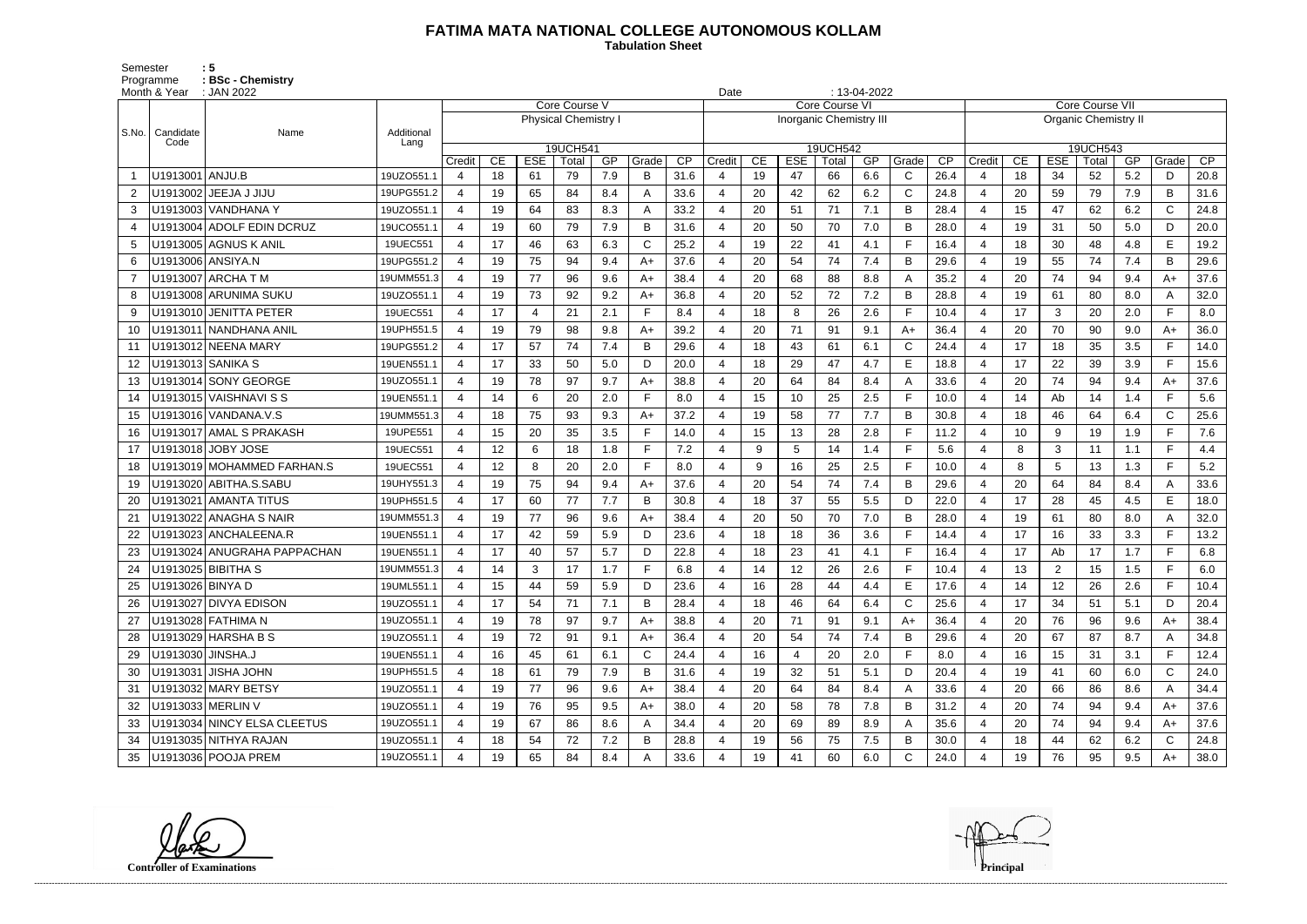# FATIMA MATA NATIONAL COLLEGE AUTONOMOUS KOLLAM

**Tabulation Sheet**

Semester : 5
Programme : BSc - Chemistry
Month & Year : JAN 2022
Date : 13-04-2022

| S.No. | Candidate Code | Name | Additional Lang | Core Course V | | | | | | | Core Course VI | | | | | | | Core Course VII | | | | | | |
|---|---|---|---|---|---|---|---|---|---|---|---|---|---|---|---|---|---|---|---|---|---|---|---|---|
| | | | | Physical Chemistry I | | | | | | | Inorganic Chemistry III | | | | | | | Organic Chemistry II | | | | | | |
| | | | | 19UCH541 | | | | | | | 19UCH542 | | | | | | | 19UCH543 | | | | | | |
| | | | | Credit | CE | ESE | Total | GP | Grade | CP | Credit | CE | ESE | Total | GP | Grade | CP | Credit | CE | ESE | Total | GP | Grade | CP |
| 1 | U1913001 | ANJU.B | 19UZO551.1 | 4 | 18 | 61 | 79 | 7.9 | B | 31.6 | 4 | 19 | 47 | 66 | 6.6 | C | 26.4 | 4 | 18 | 34 | 52 | 5.2 | D | 20.8 |
| 2 | U1913002 | JEEJA J JIJU | 19UPG551.2 | 4 | 19 | 65 | 84 | 8.4 | A | 33.6 | 4 | 20 | 42 | 62 | 6.2 | C | 24.8 | 4 | 20 | 59 | 79 | 7.9 | B | 31.6 |
| 3 | U1913003 | VANDHANA Y | 19UZO551.1 | 4 | 19 | 64 | 83 | 8.3 | A | 33.2 | 4 | 20 | 51 | 71 | 7.1 | B | 28.4 | 4 | 15 | 47 | 62 | 6.2 | C | 24.8 |
| 4 | U1913004 | ADOLF EDIN DCRUZ | 19UCO551.1 | 4 | 19 | 60 | 79 | 7.9 | B | 31.6 | 4 | 20 | 50 | 70 | 7.0 | B | 28.0 | 4 | 19 | 31 | 50 | 5.0 | D | 20.0 |
| 5 | U1913005 | AGNUS K ANIL | 19UEC551 | 4 | 17 | 46 | 63 | 6.3 | C | 25.2 | 4 | 19 | 22 | 41 | 4.1 | F | 16.4 | 4 | 18 | 30 | 48 | 4.8 | E | 19.2 |
| 6 | U1913006 | ANSIYA.N | 19UPG551.2 | 4 | 19 | 75 | 94 | 9.4 | A+ | 37.6 | 4 | 20 | 54 | 74 | 7.4 | B | 29.6 | 4 | 19 | 55 | 74 | 7.4 | B | 29.6 |
| 7 | U1913007 | ARCHA T M | 19UMM551.3 | 4 | 19 | 77 | 96 | 9.6 | A+ | 38.4 | 4 | 20 | 68 | 88 | 8.8 | A | 35.2 | 4 | 20 | 74 | 94 | 9.4 | A+ | 37.6 |
| 8 | U1913008 | ARUNIMA SUKU | 19UZO551.1 | 4 | 19 | 73 | 92 | 9.2 | A+ | 36.8 | 4 | 20 | 52 | 72 | 7.2 | B | 28.8 | 4 | 19 | 61 | 80 | 8.0 | A | 32.0 |
| 9 | U1913010 | JENITTA PETER | 19UEC551 | 4 | 17 | 4 | 21 | 2.1 | F | 8.4 | 4 | 18 | 8 | 26 | 2.6 | F | 10.4 | 4 | 17 | 3 | 20 | 2.0 | F | 8.0 |
| 10 | U1913011 | NANDHANA ANIL | 19UPH551.5 | 4 | 19 | 79 | 98 | 9.8 | A+ | 39.2 | 4 | 20 | 71 | 91 | 9.1 | A+ | 36.4 | 4 | 20 | 70 | 90 | 9.0 | A+ | 36.0 |
| 11 | U1913012 | NEENA MARY | 19UPG551.2 | 4 | 17 | 57 | 74 | 7.4 | B | 29.6 | 4 | 18 | 43 | 61 | 6.1 | C | 24.4 | 4 | 17 | 18 | 35 | 3.5 | F | 14.0 |
| 12 | U1913013 | SANIKA S | 19UEN551.1 | 4 | 17 | 33 | 50 | 5.0 | D | 20.0 | 4 | 18 | 29 | 47 | 4.7 | E | 18.8 | 4 | 17 | 22 | 39 | 3.9 | F | 15.6 |
| 13 | U1913014 | SONY GEORGE | 19UZO551.1 | 4 | 19 | 78 | 97 | 9.7 | A+ | 38.8 | 4 | 20 | 64 | 84 | 8.4 | A | 33.6 | 4 | 20 | 74 | 94 | 9.4 | A+ | 37.6 |
| 14 | U1913015 | VAISHNAVI S S | 19UEN551.1 | 4 | 14 | 6 | 20 | 2.0 | F | 8.0 | 4 | 15 | 10 | 25 | 2.5 | F | 10.0 | 4 | 14 | Ab | 14 | 1.4 | F | 5.6 |
| 15 | U1913016 | VANDANA.V.S | 19UMM551.3 | 4 | 18 | 75 | 93 | 9.3 | A+ | 37.2 | 4 | 19 | 58 | 77 | 7.7 | B | 30.8 | 4 | 18 | 46 | 64 | 6.4 | C | 25.6 |
| 16 | U1913017 | AMAL S PRAKASH | 19UPE551 | 4 | 15 | 20 | 35 | 3.5 | F | 14.0 | 4 | 15 | 13 | 28 | 2.8 | F | 11.2 | 4 | 10 | 9 | 19 | 1.9 | F | 7.6 |
| 17 | U1913018 | JOBY JOSE | 19UEC551 | 4 | 12 | 6 | 18 | 1.8 | F | 7.2 | 4 | 9 | 5 | 14 | 1.4 | F | 5.6 | 4 | 8 | 3 | 11 | 1.1 | F | 4.4 |
| 18 | U1913019 | MOHAMMED FARHAN.S | 19UEC551 | 4 | 12 | 8 | 20 | 2.0 | F | 8.0 | 4 | 9 | 16 | 25 | 2.5 | F | 10.0 | 4 | 8 | 5 | 13 | 1.3 | F | 5.2 |
| 19 | U1913020 | ABITHA.S.SABU | 19UHY551.3 | 4 | 19 | 75 | 94 | 9.4 | A+ | 37.6 | 4 | 20 | 54 | 74 | 7.4 | B | 29.6 | 4 | 20 | 64 | 84 | 8.4 | A | 33.6 |
| 20 | U1913021 | AMANTA TITUS | 19UPH551.5 | 4 | 17 | 60 | 77 | 7.7 | B | 30.8 | 4 | 18 | 37 | 55 | 5.5 | D | 22.0 | 4 | 17 | 28 | 45 | 4.5 | E | 18.0 |
| 21 | U1913022 | ANAGHA S NAIR | 19UMM551.3 | 4 | 19 | 77 | 96 | 9.6 | A+ | 38.4 | 4 | 20 | 50 | 70 | 7.0 | B | 28.0 | 4 | 19 | 61 | 80 | 8.0 | A | 32.0 |
| 22 | U1913023 | ANCHALEENA.R | 19UEN551.1 | 4 | 17 | 42 | 59 | 5.9 | D | 23.6 | 4 | 18 | 18 | 36 | 3.6 | F | 14.4 | 4 | 17 | 16 | 33 | 3.3 | F | 13.2 |
| 23 | U1913024 | ANUGRAHA PAPPACHAN | 19UEN551.1 | 4 | 17 | 40 | 57 | 5.7 | D | 22.8 | 4 | 18 | 23 | 41 | 4.1 | F | 16.4 | 4 | 17 | Ab | 17 | 1.7 | F | 6.8 |
| 24 | U1913025 | BIBITHA S | 19UMM551.3 | 4 | 14 | 3 | 17 | 1.7 | F | 6.8 | 4 | 14 | 12 | 26 | 2.6 | F | 10.4 | 4 | 13 | 2 | 15 | 1.5 | F | 6.0 |
| 25 | U1913026 | BINYA D | 19UML551.1 | 4 | 15 | 44 | 59 | 5.9 | D | 23.6 | 4 | 16 | 28 | 44 | 4.4 | E | 17.6 | 4 | 14 | 12 | 26 | 2.6 | F | 10.4 |
| 26 | U1913027 | DIVYA EDISON | 19UZO551.1 | 4 | 17 | 54 | 71 | 7.1 | B | 28.4 | 4 | 18 | 46 | 64 | 6.4 | C | 25.6 | 4 | 17 | 34 | 51 | 5.1 | D | 20.4 |
| 27 | U1913028 | FATHIMA N | 19UZO551.1 | 4 | 19 | 78 | 97 | 9.7 | A+ | 38.8 | 4 | 20 | 71 | 91 | 9.1 | A+ | 36.4 | 4 | 20 | 76 | 96 | 9.6 | A+ | 38.4 |
| 28 | U1913029 | HARSHA B S | 19UZO551.1 | 4 | 19 | 72 | 91 | 9.1 | A+ | 36.4 | 4 | 20 | 54 | 74 | 7.4 | B | 29.6 | 4 | 20 | 67 | 87 | 8.7 | A | 34.8 |
| 29 | U1913030 | JINSHA.J | 19UEN551.1 | 4 | 16 | 45 | 61 | 6.1 | C | 24.4 | 4 | 16 | 4 | 20 | 2.0 | F | 8.0 | 4 | 16 | 15 | 31 | 3.1 | F | 12.4 |
| 30 | U1913031 | JISHA JOHN | 19UPH551.5 | 4 | 18 | 61 | 79 | 7.9 | B | 31.6 | 4 | 19 | 32 | 51 | 5.1 | D | 20.4 | 4 | 19 | 41 | 60 | 6.0 | C | 24.0 |
| 31 | U1913032 | MARY BETSY | 19UZO551.1 | 4 | 19 | 77 | 96 | 9.6 | A+ | 38.4 | 4 | 20 | 64 | 84 | 8.4 | A | 33.6 | 4 | 20 | 66 | 86 | 8.6 | A | 34.4 |
| 32 | U1913033 | MERLIN V | 19UZO551.1 | 4 | 19 | 76 | 95 | 9.5 | A+ | 38.0 | 4 | 20 | 58 | 78 | 7.8 | B | 31.2 | 4 | 20 | 74 | 94 | 9.4 | A+ | 37.6 |
| 33 | U1913034 | NINCY ELSA CLEETUS | 19UZO551.1 | 4 | 19 | 67 | 86 | 8.6 | A | 34.4 | 4 | 20 | 69 | 89 | 8.9 | A | 35.6 | 4 | 20 | 74 | 94 | 9.4 | A+ | 37.6 |
| 34 | U1913035 | NITHYA RAJAN | 19UZO551.1 | 4 | 18 | 54 | 72 | 7.2 | B | 28.8 | 4 | 19 | 56 | 75 | 7.5 | B | 30.0 | 4 | 18 | 44 | 62 | 6.2 | C | 24.8 |
| 35 | U1913036 | POOJA PREM | 19UZO551.1 | 4 | 19 | 65 | 84 | 8.4 | A | 33.6 | 4 | 19 | 41 | 60 | 6.0 | C | 24.0 | 4 | 19 | 76 | 95 | 9.5 | A+ | 38.0 |

**Controller of Examinations**

**Principal**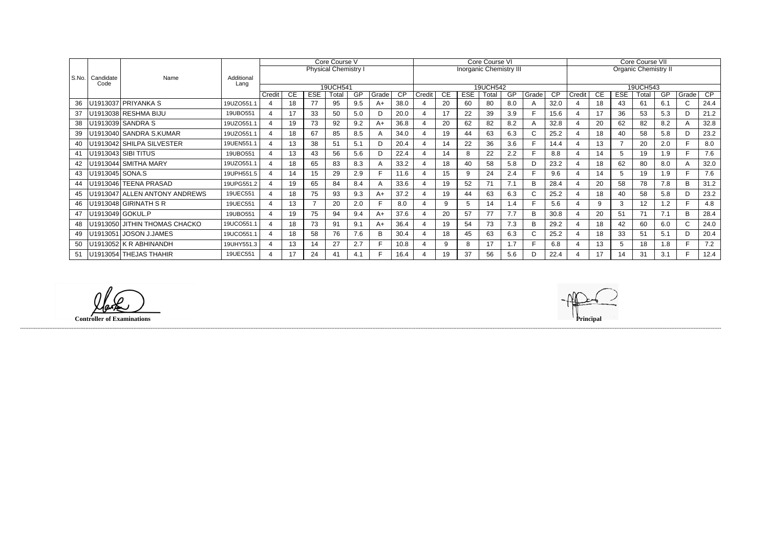| S.No. | Candidate Code | Name | Additional Lang | Core Course V | | | | | | | Core Course VI | | | | | | | Core Course VII | | | | | | |
|---|---|---|---|---|---|---|---|---|---|---|---|---|---|---|---|---|---|---|---|---|---|---|---|---|
| | | | | Physical Chemistry I | | | | | | | Inorganic Chemistry III | | | | | | | Organic Chemistry II | | | | | | |
| | | | | 19UCH541 | | | | | | | 19UCH542 | | | | | | | 19UCH543 | | | | | | |
| | | | | Credit | CE | ESE | Total | GP | Grade | CP | Credit | CE | ESE | Total | GP | Grade | CP | Credit | CE | ESE | Total | GP | Grade | CP |
| 36 | U1913037 | PRIYANKA S | 19UZO551.1 | 4 | 18 | 77 | 95 | 9.5 | A+ | 38.0 | 4 | 20 | 60 | 80 | 8.0 | A | 32.0 | 4 | 18 | 43 | 61 | 6.1 | C | 24.4 |
| 37 | U1913038 | RESHMA BIJU | 19UBO551 | 4 | 17 | 33 | 50 | 5.0 | D | 20.0 | 4 | 17 | 22 | 39 | 3.9 | F | 15.6 | 4 | 17 | 36 | 53 | 5.3 | D | 21.2 |
| 38 | U1913039 | SANDRA S | 19UZO551.1 | 4 | 19 | 73 | 92 | 9.2 | A+ | 36.8 | 4 | 20 | 62 | 82 | 8.2 | A | 32.8 | 4 | 20 | 62 | 82 | 8.2 | A | 32.8 |
| 39 | U1913040 | SANDRA S.KUMAR | 19UZO551.1 | 4 | 18 | 67 | 85 | 8.5 | A | 34.0 | 4 | 19 | 44 | 63 | 6.3 | C | 25.2 | 4 | 18 | 40 | 58 | 5.8 | D | 23.2 |
| 40 | U1913042 | SHILPA SILVESTER | 19UEN551.1 | 4 | 13 | 38 | 51 | 5.1 | D | 20.4 | 4 | 14 | 22 | 36 | 3.6 | F | 14.4 | 4 | 13 | 7 | 20 | 2.0 | F | 8.0 |
| 41 | U1913043 | SIBI TITUS | 19UBO551 | 4 | 13 | 43 | 56 | 5.6 | D | 22.4 | 4 | 14 | 8 | 22 | 2.2 | F | 8.8 | 4 | 14 | 5 | 19 | 1.9 | F | 7.6 |
| 42 | U1913044 | SMITHA MARY | 19UZO551.1 | 4 | 18 | 65 | 83 | 8.3 | A | 33.2 | 4 | 18 | 40 | 58 | 5.8 | D | 23.2 | 4 | 18 | 62 | 80 | 8.0 | A | 32.0 |
| 43 | U1913045 | SONA.S | 19UPH551.5 | 4 | 14 | 15 | 29 | 2.9 | F | 11.6 | 4 | 15 | 9 | 24 | 2.4 | F | 9.6 | 4 | 14 | 5 | 19 | 1.9 | F | 7.6 |
| 44 | U1913046 | TEENA PRASAD | 19UPG551.2 | 4 | 19 | 65 | 84 | 8.4 | A | 33.6 | 4 | 19 | 52 | 71 | 7.1 | B | 28.4 | 4 | 20 | 58 | 78 | 7.8 | B | 31.2 |
| 45 | U1913047 | ALLEN ANTONY ANDREWS | 19UEC551 | 4 | 18 | 75 | 93 | 9.3 | A+ | 37.2 | 4 | 19 | 44 | 63 | 6.3 | C | 25.2 | 4 | 18 | 40 | 58 | 5.8 | D | 23.2 |
| 46 | U1913048 | GIRINATH S R | 19UEC551 | 4 | 13 | 7 | 20 | 2.0 | F | 8.0 | 4 | 9 | 5 | 14 | 1.4 | F | 5.6 | 4 | 9 | 3 | 12 | 1.2 | F | 4.8 |
| 47 | U1913049 | GOKUL.P | 19UBO551 | 4 | 19 | 75 | 94 | 9.4 | A+ | 37.6 | 4 | 20 | 57 | 77 | 7.7 | B | 30.8 | 4 | 20 | 51 | 71 | 7.1 | B | 28.4 |
| 48 | U1913050 | JITHIN THOMAS CHACKO | 19UCO551.1 | 4 | 18 | 73 | 91 | 9.1 | A+ | 36.4 | 4 | 19 | 54 | 73 | 7.3 | B | 29.2 | 4 | 18 | 42 | 60 | 6.0 | C | 24.0 |
| 49 | U1913051 | JOSON J.JAMES | 19UCO551.1 | 4 | 18 | 58 | 76 | 7.6 | B | 30.4 | 4 | 18 | 45 | 63 | 6.3 | C | 25.2 | 4 | 18 | 33 | 51 | 5.1 | D | 20.4 |
| 50 | U1913052 | K R ABHINANDH | 19UHY551.3 | 4 | 13 | 14 | 27 | 2.7 | F | 10.8 | 4 | 9 | 8 | 17 | 1.7 | F | 6.8 | 4 | 13 | 5 | 18 | 1.8 | F | 7.2 |
| 51 | U1913054 | THEJAS THAHIR | 19UEC551 | 4 | 17 | 24 | 41 | 4.1 | F | 16.4 | 4 | 19 | 37 | 56 | 5.6 | D | 22.4 | 4 | 17 | 14 | 31 | 3.1 | F | 12.4 |

**Controller of Examinations**

**Principal**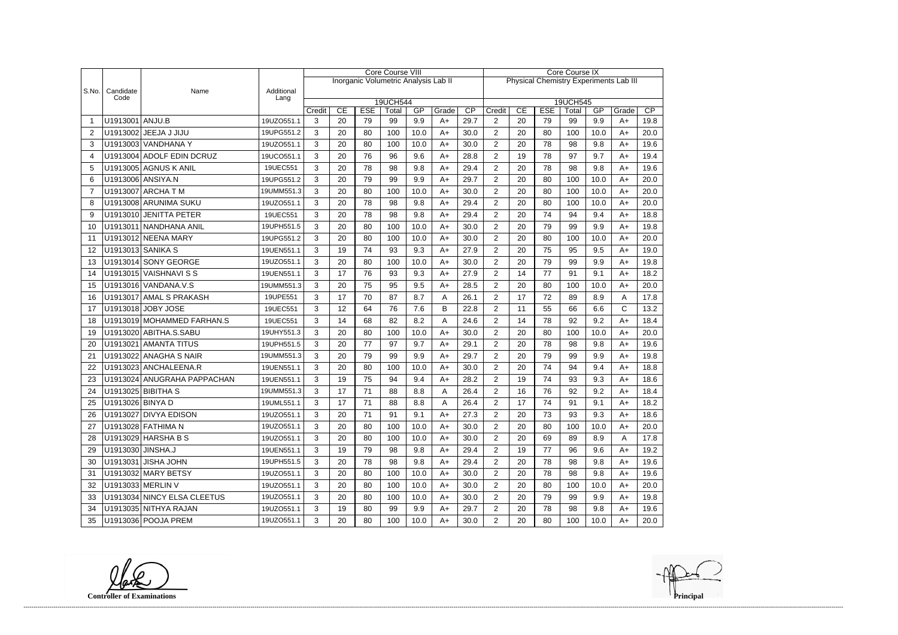| S.No. | Candidate Code | Name | Additional Lang | Core Course VIII | | | | | | | Core Course IX | | | | | | |
|---|---|---|---|---|---|---|---|---|---|---|---|---|---|---|---|---|---|
| | | | | Inorganic Volumetric Analysis Lab II | | | | | | | Physical Chemistry Experiments Lab III | | | | | | |
| | | | | 19UCH544 | | | | | | | 19UCH545 | | | | | | |
| | | | | Credit | CE | ESE | Total | GP | Grade | CP | Credit | CE | ESE | Total | GP | Grade | CP |
| 1 | U1913001 | ANJU.B | 19UZO551.1 | 3 | 20 | 79 | 99 | 9.9 | A+ | 29.7 | 2 | 20 | 79 | 99 | 9.9 | A+ | 19.8 |
| 2 | U1913002 | JEEJA J JIJU | 19UPG551.2 | 3 | 20 | 80 | 100 | 10.0 | A+ | 30.0 | 2 | 20 | 80 | 100 | 10.0 | A+ | 20.0 |
| 3 | U1913003 | VANDHANA Y | 19UZO551.1 | 3 | 20 | 80 | 100 | 10.0 | A+ | 30.0 | 2 | 20 | 78 | 98 | 9.8 | A+ | 19.6 |
| 4 | U1913004 | ADOLF EDIN DCRUZ | 19UCO551.1 | 3 | 20 | 76 | 96 | 9.6 | A+ | 28.8 | 2 | 19 | 78 | 97 | 9.7 | A+ | 19.4 |
| 5 | U1913005 | AGNUS K ANIL | 19UEC551 | 3 | 20 | 78 | 98 | 9.8 | A+ | 29.4 | 2 | 20 | 78 | 98 | 9.8 | A+ | 19.6 |
| 6 | U1913006 | ANSIYA.N | 19UPG551.2 | 3 | 20 | 79 | 99 | 9.9 | A+ | 29.7 | 2 | 20 | 80 | 100 | 10.0 | A+ | 20.0 |
| 7 | U1913007 | ARCHA T M | 19UMM551.3 | 3 | 20 | 80 | 100 | 10.0 | A+ | 30.0 | 2 | 20 | 80 | 100 | 10.0 | A+ | 20.0 |
| 8 | U1913008 | ARUNIMA SUKU | 19UZO551.1 | 3 | 20 | 78 | 98 | 9.8 | A+ | 29.4 | 2 | 20 | 80 | 100 | 10.0 | A+ | 20.0 |
| 9 | U1913010 | JENITTA PETER | 19UEC551 | 3 | 20 | 78 | 98 | 9.8 | A+ | 29.4 | 2 | 20 | 74 | 94 | 9.4 | A+ | 18.8 |
| 10 | U1913011 | NANDHANA ANIL | 19UPH551.5 | 3 | 20 | 80 | 100 | 10.0 | A+ | 30.0 | 2 | 20 | 79 | 99 | 9.9 | A+ | 19.8 |
| 11 | U1913012 | NEENA MARY | 19UPG551.2 | 3 | 20 | 80 | 100 | 10.0 | A+ | 30.0 | 2 | 20 | 80 | 100 | 10.0 | A+ | 20.0 |
| 12 | U1913013 | SANIKA S | 19UEN551.1 | 3 | 19 | 74 | 93 | 9.3 | A+ | 27.9 | 2 | 20 | 75 | 95 | 9.5 | A+ | 19.0 |
| 13 | U1913014 | SONY GEORGE | 19UZO551.1 | 3 | 20 | 80 | 100 | 10.0 | A+ | 30.0 | 2 | 20 | 79 | 99 | 9.9 | A+ | 19.8 |
| 14 | U1913015 | VAISHNAVI S S | 19UEN551.1 | 3 | 17 | 76 | 93 | 9.3 | A+ | 27.9 | 2 | 14 | 77 | 91 | 9.1 | A+ | 18.2 |
| 15 | U1913016 | VANDANA.V.S | 19UMM551.3 | 3 | 20 | 75 | 95 | 9.5 | A+ | 28.5 | 2 | 20 | 80 | 100 | 10.0 | A+ | 20.0 |
| 16 | U1913017 | AMAL S PRAKASH | 19UPE551 | 3 | 17 | 70 | 87 | 8.7 | A | 26.1 | 2 | 17 | 72 | 89 | 8.9 | A | 17.8 |
| 17 | U1913018 | JOBY JOSE | 19UEC551 | 3 | 12 | 64 | 76 | 7.6 | B | 22.8 | 2 | 11 | 55 | 66 | 6.6 | C | 13.2 |
| 18 | U1913019 | MOHAMMED FARHAN.S | 19UEC551 | 3 | 14 | 68 | 82 | 8.2 | A | 24.6 | 2 | 14 | 78 | 92 | 9.2 | A+ | 18.4 |
| 19 | U1913020 | ABITHA.S.SABU | 19UHY551.3 | 3 | 20 | 80 | 100 | 10.0 | A+ | 30.0 | 2 | 20 | 80 | 100 | 10.0 | A+ | 20.0 |
| 20 | U1913021 | AMANTA TITUS | 19UPH551.5 | 3 | 20 | 77 | 97 | 9.7 | A+ | 29.1 | 2 | 20 | 78 | 98 | 9.8 | A+ | 19.6 |
| 21 | U1913022 | ANAGHA S NAIR | 19UMM551.3 | 3 | 20 | 79 | 99 | 9.9 | A+ | 29.7 | 2 | 20 | 79 | 99 | 9.9 | A+ | 19.8 |
| 22 | U1913023 | ANCHALEENA.R | 19UEN551.1 | 3 | 20 | 80 | 100 | 10.0 | A+ | 30.0 | 2 | 20 | 74 | 94 | 9.4 | A+ | 18.8 |
| 23 | U1913024 | ANUGRAHA PAPPACHAN | 19UEN551.1 | 3 | 19 | 75 | 94 | 9.4 | A+ | 28.2 | 2 | 19 | 74 | 93 | 9.3 | A+ | 18.6 |
| 24 | U1913025 | BIBITHA S | 19UMM551.3 | 3 | 17 | 71 | 88 | 8.8 | A | 26.4 | 2 | 16 | 76 | 92 | 9.2 | A+ | 18.4 |
| 25 | U1913026 | BINYA D | 19UML551.1 | 3 | 17 | 71 | 88 | 8.8 | A | 26.4 | 2 | 17 | 74 | 91 | 9.1 | A+ | 18.2 |
| 26 | U1913027 | DIVYA EDISON | 19UZO551.1 | 3 | 20 | 71 | 91 | 9.1 | A+ | 27.3 | 2 | 20 | 73 | 93 | 9.3 | A+ | 18.6 |
| 27 | U1913028 | FATHIMA N | 19UZO551.1 | 3 | 20 | 80 | 100 | 10.0 | A+ | 30.0 | 2 | 20 | 80 | 100 | 10.0 | A+ | 20.0 |
| 28 | U1913029 | HARSHA B S | 19UZO551.1 | 3 | 20 | 80 | 100 | 10.0 | A+ | 30.0 | 2 | 20 | 69 | 89 | 8.9 | A | 17.8 |
| 29 | U1913030 | JINSHA.J | 19UEN551.1 | 3 | 19 | 79 | 98 | 9.8 | A+ | 29.4 | 2 | 19 | 77 | 96 | 9.6 | A+ | 19.2 |
| 30 | U1913031 | JISHA JOHN | 19UPH551.5 | 3 | 20 | 78 | 98 | 9.8 | A+ | 29.4 | 2 | 20 | 78 | 98 | 9.8 | A+ | 19.6 |
| 31 | U1913032 | MARY BETSY | 19UZO551.1 | 3 | 20 | 80 | 100 | 10.0 | A+ | 30.0 | 2 | 20 | 78 | 98 | 9.8 | A+ | 19.6 |
| 32 | U1913033 | MERLIN V | 19UZO551.1 | 3 | 20 | 80 | 100 | 10.0 | A+ | 30.0 | 2 | 20 | 80 | 100 | 10.0 | A+ | 20.0 |
| 33 | U1913034 | NINCY ELSA CLEETUS | 19UZO551.1 | 3 | 20 | 80 | 100 | 10.0 | A+ | 30.0 | 2 | 20 | 79 | 99 | 9.9 | A+ | 19.8 |
| 34 | U1913035 | NITHYA RAJAN | 19UZO551.1 | 3 | 19 | 80 | 99 | 9.9 | A+ | 29.7 | 2 | 20 | 78 | 98 | 9.8 | A+ | 19.6 |
| 35 | U1913036 | POOJA PREM | 19UZO551.1 | 3 | 20 | 80 | 100 | 10.0 | A+ | 30.0 | 2 | 20 | 80 | 100 | 10.0 | A+ | 20.0 |

**Controller of Examinations**

**Principal**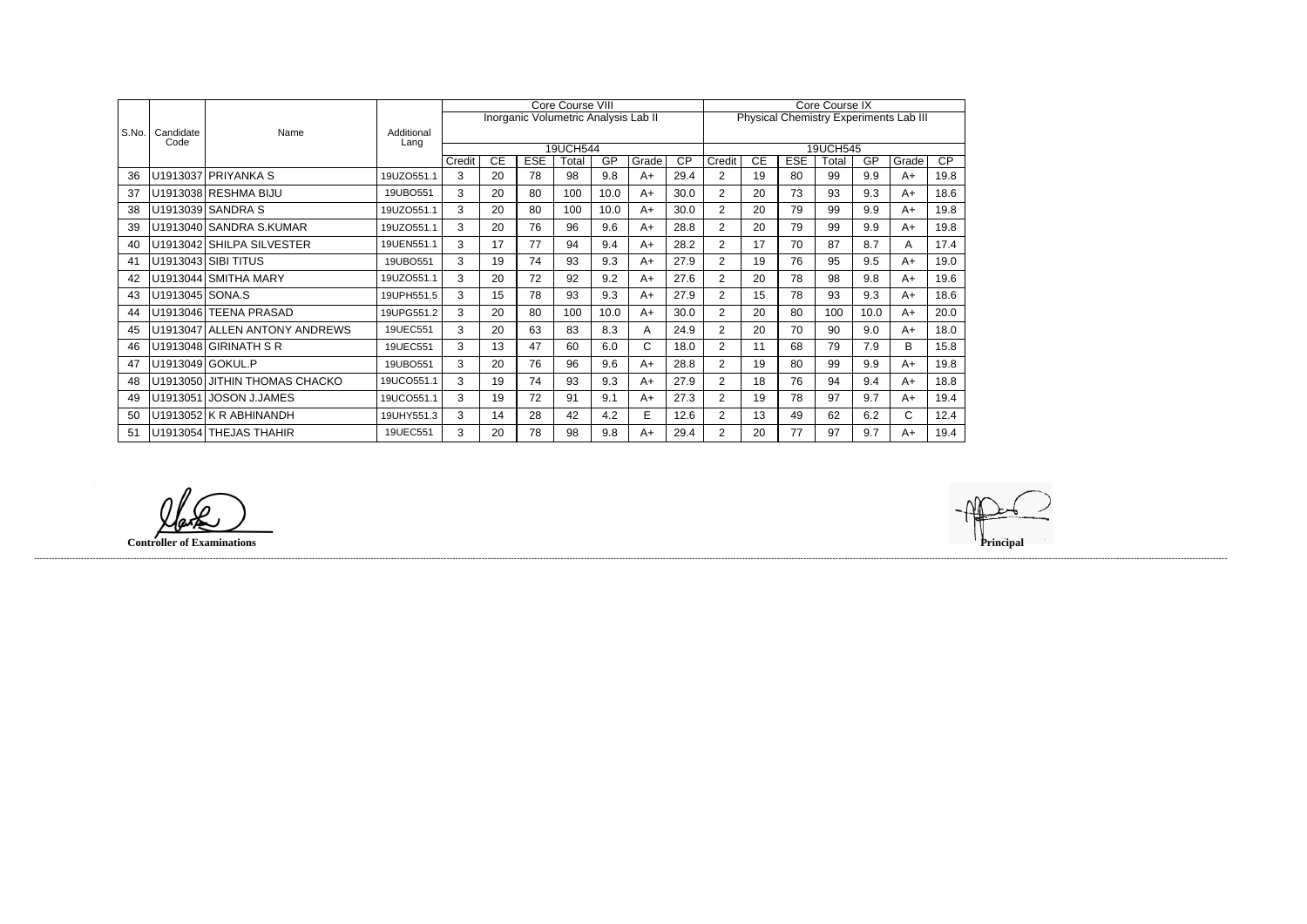| S.No. | Candidate Code | Name | Additional Lang | Core Course VIII | | | | | | | Core Course IX | | | | | | |
|---|---|---|---|---|---|---|---|---|---|---|---|---|---|---|---|---|---|
| | | | | Inorganic Volumetric Analysis Lab II | | | | | | | Physical Chemistry Experiments Lab III | | | | | | |
| | | | | 19UCH544 | | | | | | | 19UCH545 | | | | | | |
| | | | | Credit | CE | ESE | Total | GP | Grade | CP | Credit | CE | ESE | Total | GP | Grade | CP |
| 36 | U1913037 | PRIYANKA S | 19UZO551.1 | 3 | 20 | 78 | 98 | 9.8 | A+ | 29.4 | 2 | 19 | 80 | 99 | 9.9 | A+ | 19.8 |
| 37 | U1913038 | RESHMA BIJU | 19UBO551 | 3 | 20 | 80 | 100 | 10.0 | A+ | 30.0 | 2 | 20 | 73 | 93 | 9.3 | A+ | 18.6 |
| 38 | U1913039 | SANDRA S | 19UZO551.1 | 3 | 20 | 80 | 100 | 10.0 | A+ | 30.0 | 2 | 20 | 79 | 99 | 9.9 | A+ | 19.8 |
| 39 | U1913040 | SANDRA S.KUMAR | 19UZO551.1 | 3 | 20 | 76 | 96 | 9.6 | A+ | 28.8 | 2 | 20 | 79 | 99 | 9.9 | A+ | 19.8 |
| 40 | U1913042 | SHILPA SILVESTER | 19UEN551.1 | 3 | 17 | 77 | 94 | 9.4 | A+ | 28.2 | 2 | 17 | 70 | 87 | 8.7 | A | 17.4 |
| 41 | U1913043 | SIBI TITUS | 19UBO551 | 3 | 19 | 74 | 93 | 9.3 | A+ | 27.9 | 2 | 19 | 76 | 95 | 9.5 | A+ | 19.0 |
| 42 | U1913044 | SMITHA MARY | 19UZO551.1 | 3 | 20 | 72 | 92 | 9.2 | A+ | 27.6 | 2 | 20 | 78 | 98 | 9.8 | A+ | 19.6 |
| 43 | U1913045 | SONA.S | 19UPH551.5 | 3 | 15 | 78 | 93 | 9.3 | A+ | 27.9 | 2 | 15 | 78 | 93 | 9.3 | A+ | 18.6 |
| 44 | U1913046 | TEENA PRASAD | 19UPG551.2 | 3 | 20 | 80 | 100 | 10.0 | A+ | 30.0 | 2 | 20 | 80 | 100 | 10.0 | A+ | 20.0 |
| 45 | U1913047 | ALLEN ANTONY ANDREWS | 19UEC551 | 3 | 20 | 63 | 83 | 8.3 | A | 24.9 | 2 | 20 | 70 | 90 | 9.0 | A+ | 18.0 |
| 46 | U1913048 | GIRINATH S R | 19UEC551 | 3 | 13 | 47 | 60 | 6.0 | C | 18.0 | 2 | 11 | 68 | 79 | 7.9 | B | 15.8 |
| 47 | U1913049 | GOKUL.P | 19UBO551 | 3 | 20 | 76 | 96 | 9.6 | A+ | 28.8 | 2 | 19 | 80 | 99 | 9.9 | A+ | 19.8 |
| 48 | U1913050 | JITHIN THOMAS CHACKO | 19UCO551.1 | 3 | 19 | 74 | 93 | 9.3 | A+ | 27.9 | 2 | 18 | 76 | 94 | 9.4 | A+ | 18.8 |
| 49 | U1913051 | JOSON J.JAMES | 19UCO551.1 | 3 | 19 | 72 | 91 | 9.1 | A+ | 27.3 | 2 | 19 | 78 | 97 | 9.7 | A+ | 19.4 |
| 50 | U1913052 | K R ABHINANDH | 19UHY551.3 | 3 | 14 | 28 | 42 | 4.2 | E | 12.6 | 2 | 13 | 49 | 62 | 6.2 | C | 12.4 |
| 51 | U1913054 | THEJAS THAHIR | 19UEC551 | 3 | 20 | 78 | 98 | 9.8 | A+ | 29.4 | 2 | 20 | 77 | 97 | 9.7 | A+ | 19.4 |

**Controller of Examinations**

**Principal**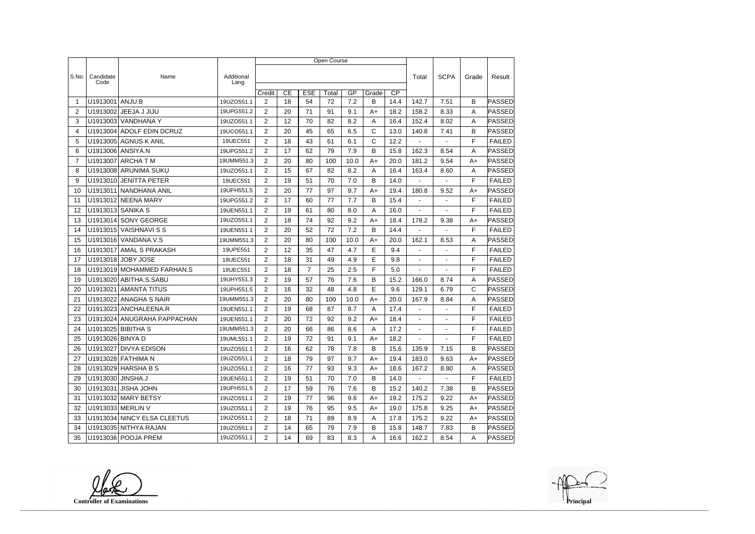| S.No. | Candidate Code | Name | Additional Lang | Open Course | | | | | | | Total | SCPA | Grade | Result |
|---|---|---|---|---|---|---|---|---|---|---|---|---|---|---|
| | | | | Credit | CE | ESE | Total | GP | Grade | CP | | | | |
| 1 | U1913001 | ANJU.B | 19UZO551.1 | 2 | 18 | 54 | 72 | 7.2 | B | 14.4 | 142.7 | 7.51 | B | PASSED |
| 2 | U1913002 | JEEJA J JIJU | 19UPG551.2 | 2 | 20 | 71 | 91 | 9.1 | A+ | 18.2 | 158.2 | 8.33 | A | PASSED |
| 3 | U1913003 | VANDHANA Y | 19UZO551.1 | 2 | 12 | 70 | 82 | 8.2 | A | 16.4 | 152.4 | 8.02 | A | PASSED |
| 4 | U1913004 | ADOLF EDIN DCRUZ | 19UCO551.1 | 2 | 20 | 45 | 65 | 6.5 | C | 13.0 | 140.8 | 7.41 | B | PASSED |
| 5 | U1913005 | AGNUS K ANIL | 19UEC551 | 2 | 18 | 43 | 61 | 6.1 | C | 12.2 | - | - | F | FAILED |
| 6 | U1913006 | ANSIYA.N | 19UPG551.2 | 2 | 17 | 62 | 79 | 7.9 | B | 15.8 | 162.3 | 8.54 | A | PASSED |
| 7 | U1913007 | ARCHA T M | 19UMM551.3 | 2 | 20 | 80 | 100 | 10.0 | A+ | 20.0 | 181.2 | 9.54 | A+ | PASSED |
| 8 | U1913008 | ARUNIMA SUKU | 19UZO551.1 | 2 | 15 | 67 | 82 | 8.2 | A | 16.4 | 163.4 | 8.60 | A | PASSED |
| 9 | U1913010 | JENITTA PETER | 19UEC551 | 2 | 19 | 51 | 70 | 7.0 | B | 14.0 | - | - | F | FAILED |
| 10 | U1913011 | NANDHANA ANIL | 19UPH551.5 | 2 | 20 | 77 | 97 | 9.7 | A+ | 19.4 | 180.8 | 9.52 | A+ | PASSED |
| 11 | U1913012 | NEENA MARY | 19UPG551.2 | 2 | 17 | 60 | 77 | 7.7 | B | 15.4 | - | - | F | FAILED |
| 12 | U1913013 | SANIKA S | 19UEN551.1 | 2 | 19 | 61 | 80 | 8.0 | A | 16.0 | - | - | F | FAILED |
| 13 | U1913014 | SONY GEORGE | 19UZO551.1 | 2 | 18 | 74 | 92 | 9.2 | A+ | 18.4 | 178.2 | 9.38 | A+ | PASSED |
| 14 | U1913015 | VAISHNAVI S S | 19UEN551.1 | 2 | 20 | 52 | 72 | 7.2 | B | 14.4 | - | - | F | FAILED |
| 15 | U1913016 | VANDANA.V.S | 19UMM551.3 | 2 | 20 | 80 | 100 | 10.0 | A+ | 20.0 | 162.1 | 8.53 | A | PASSED |
| 16 | U1913017 | AMAL S PRAKASH | 19UPE551 | 2 | 12 | 35 | 47 | 4.7 | E | 9.4 | - | - | F | FAILED |
| 17 | U1913018 | JOBY JOSE | 19UEC551 | 2 | 18 | 31 | 49 | 4.9 | E | 9.8 | - | - | F | FAILED |
| 18 | U1913019 | MOHAMMED FARHAN.S | 19UEC551 | 2 | 18 | 7 | 25 | 2.5 | F | 5.0 | - | - | F | FAILED |
| 19 | U1913020 | ABITHA.S.SABU | 19UHY551.3 | 2 | 19 | 57 | 76 | 7.6 | B | 15.2 | 166.0 | 8.74 | A | PASSED |
| 20 | U1913021 | AMANTA TITUS | 19UPH551.5 | 2 | 16 | 32 | 48 | 4.8 | E | 9.6 | 129.1 | 6.79 | C | PASSED |
| 21 | U1913022 | ANAGHA S NAIR | 19UMM551.3 | 2 | 20 | 80 | 100 | 10.0 | A+ | 20.0 | 167.9 | 8.84 | A | PASSED |
| 22 | U1913023 | ANCHALEENA.R | 19UEN551.1 | 2 | 19 | 68 | 87 | 8.7 | A | 17.4 | - | - | F | FAILED |
| 23 | U1913024 | ANUGRAHA PAPPACHAN | 19UEN551.1 | 2 | 20 | 72 | 92 | 9.2 | A+ | 18.4 | - | - | F | FAILED |
| 24 | U1913025 | BIBITHA S | 19UMM551.3 | 2 | 20 | 66 | 86 | 8.6 | A | 17.2 | - | - | F | FAILED |
| 25 | U1913026 | BINYA D | 19UML551.1 | 2 | 19 | 72 | 91 | 9.1 | A+ | 18.2 | - | - | F | FAILED |
| 26 | U1913027 | DIVYA EDISON | 19UZO551.1 | 2 | 16 | 62 | 78 | 7.8 | B | 15.6 | 135.9 | 7.15 | B | PASSED |
| 27 | U1913028 | FATHIMA N | 19UZO551.1 | 2 | 18 | 79 | 97 | 9.7 | A+ | 19.4 | 183.0 | 9.63 | A+ | PASSED |
| 28 | U1913029 | HARSHA B S | 19UZO551.1 | 2 | 16 | 77 | 93 | 9.3 | A+ | 18.6 | 167.2 | 8.80 | A | PASSED |
| 29 | U1913030 | JINSHA.J | 19UEN551.1 | 2 | 19 | 51 | 70 | 7.0 | B | 14.0 | - | - | F | FAILED |
| 30 | U1913031 | JISHA JOHN | 19UPH551.5 | 2 | 17 | 59 | 76 | 7.6 | B | 15.2 | 140.2 | 7.38 | B | PASSED |
| 31 | U1913032 | MARY BETSY | 19UZO551.1 | 2 | 19 | 77 | 96 | 9.6 | A+ | 19.2 | 175.2 | 9.22 | A+ | PASSED |
| 32 | U1913033 | MERLIN V | 19UZO551.1 | 2 | 19 | 76 | 95 | 9.5 | A+ | 19.0 | 175.8 | 9.25 | A+ | PASSED |
| 33 | U1913034 | NINCY ELSA CLEETUS | 19UZO551.1 | 2 | 18 | 71 | 89 | 8.9 | A | 17.8 | 175.2 | 9.22 | A+ | PASSED |
| 34 | U1913035 | NITHYA RAJAN | 19UZO551.1 | 2 | 14 | 65 | 79 | 7.9 | B | 15.8 | 148.7 | 7.83 | B | PASSED |
| 35 | U1913036 | POOJA PREM | 19UZO551.1 | 2 | 14 | 69 | 83 | 8.3 | A | 16.6 | 162.2 | 8.54 | A | PASSED |

**Controller of Examinations**

**Principal**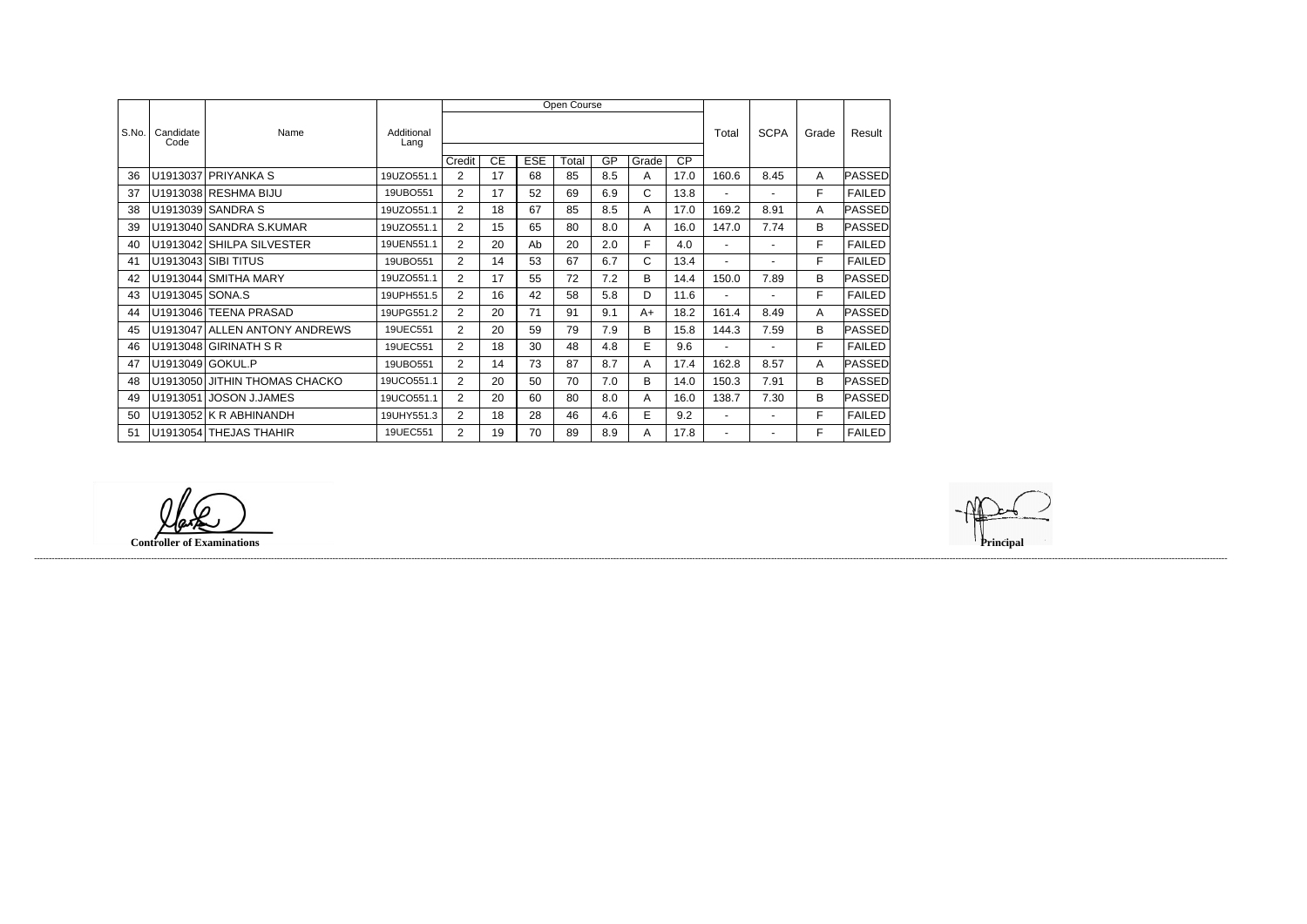| S.No. | Candidate Code | Name | Additional Lang | Open Course | | | | | | | Total | SCPA | Grade | Result |
|---|---|---|---|---|---|---|---|---|---|---|---|---|---|---|
| | | | | Credit | CE | ESE | Total | GP | Grade | CP | | | | |
| 36 | U1913037 | PRIYANKA S | 19UZO551.1 | 2 | 17 | 68 | 85 | 8.5 | A | 17.0 | 160.6 | 8.45 | A | PASSED |
| 37 | U1913038 | RESHMA BIJU | 19UBO551 | 2 | 17 | 52 | 69 | 6.9 | C | 13.8 | - | - | F | FAILED |
| 38 | U1913039 | SANDRA S | 19UZO551.1 | 2 | 18 | 67 | 85 | 8.5 | A | 17.0 | 169.2 | 8.91 | A | PASSED |
| 39 | U1913040 | SANDRA S.KUMAR | 19UZO551.1 | 2 | 15 | 65 | 80 | 8.0 | A | 16.0 | 147.0 | 7.74 | B | PASSED |
| 40 | U1913042 | SHILPA SILVESTER | 19UEN551.1 | 2 | 20 | Ab | 20 | 2.0 | F | 4.0 | - | - | F | FAILED |
| 41 | U1913043 | SIBI TITUS | 19UBO551 | 2 | 14 | 53 | 67 | 6.7 | C | 13.4 | - | - | F | FAILED |
| 42 | U1913044 | SMITHA MARY | 19UZO551.1 | 2 | 17 | 55 | 72 | 7.2 | B | 14.4 | 150.0 | 7.89 | B | PASSED |
| 43 | U1913045 | SONA.S | 19UPH551.5 | 2 | 16 | 42 | 58 | 5.8 | D | 11.6 | - | - | F | FAILED |
| 44 | U1913046 | TEENA PRASAD | 19UPG551.2 | 2 | 20 | 71 | 91 | 9.1 | A+ | 18.2 | 161.4 | 8.49 | A | PASSED |
| 45 | U1913047 | ALLEN ANTONY ANDREWS | 19UEC551 | 2 | 20 | 59 | 79 | 7.9 | B | 15.8 | 144.3 | 7.59 | B | PASSED |
| 46 | U1913048 | GIRINATH S R | 19UEC551 | 2 | 18 | 30 | 48 | 4.8 | E | 9.6 | - | - | F | FAILED |
| 47 | U1913049 | GOKUL.P | 19UBO551 | 2 | 14 | 73 | 87 | 8.7 | A | 17.4 | 162.8 | 8.57 | A | PASSED |
| 48 | U1913050 | JITHIN THOMAS CHACKO | 19UCO551.1 | 2 | 20 | 50 | 70 | 7.0 | B | 14.0 | 150.3 | 7.91 | B | PASSED |
| 49 | U1913051 | JOSON J.JAMES | 19UCO551.1 | 2 | 20 | 60 | 80 | 8.0 | A | 16.0 | 138.7 | 7.30 | B | PASSED |
| 50 | U1913052 | K R ABHINANDH | 19UHY551.3 | 2 | 18 | 28 | 46 | 4.6 | E | 9.2 | - | - | F | FAILED |
| 51 | U1913054 | THEJAS THAHIR | 19UEC551 | 2 | 19 | 70 | 89 | 8.9 | A | 17.8 | - | - | F | FAILED |

**Controller of Examinations**

**Principal**